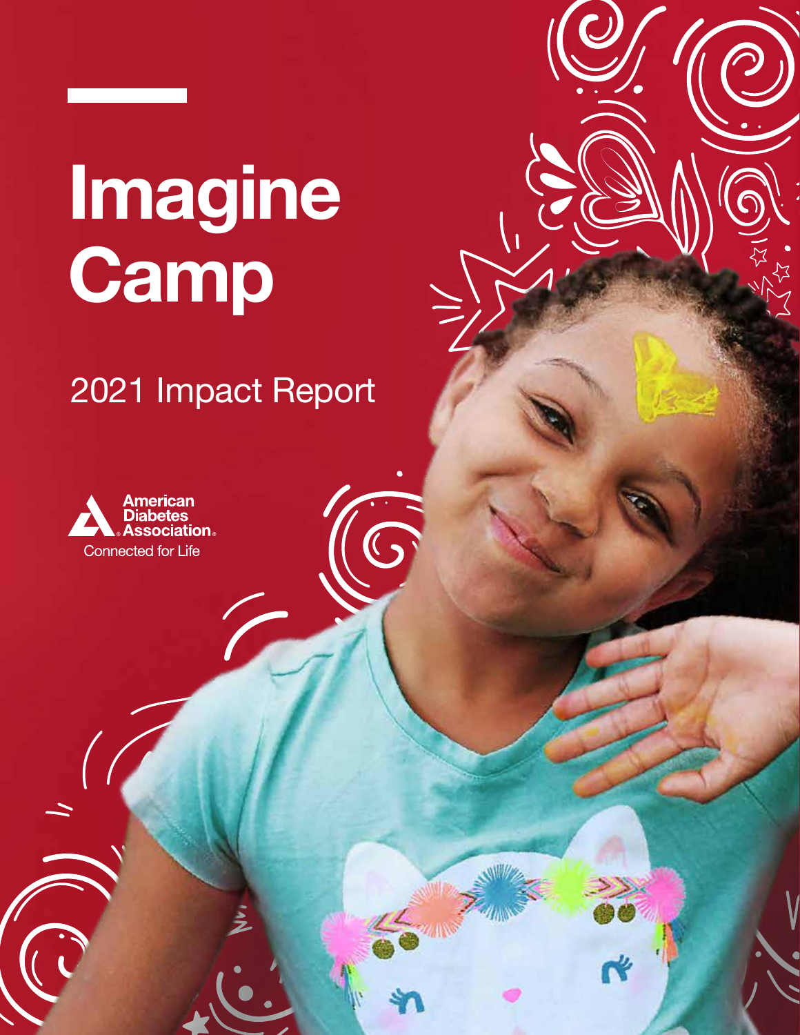# Imagine Camp

## 2021 Impact Report

American Diabetes Association®

Connected for Life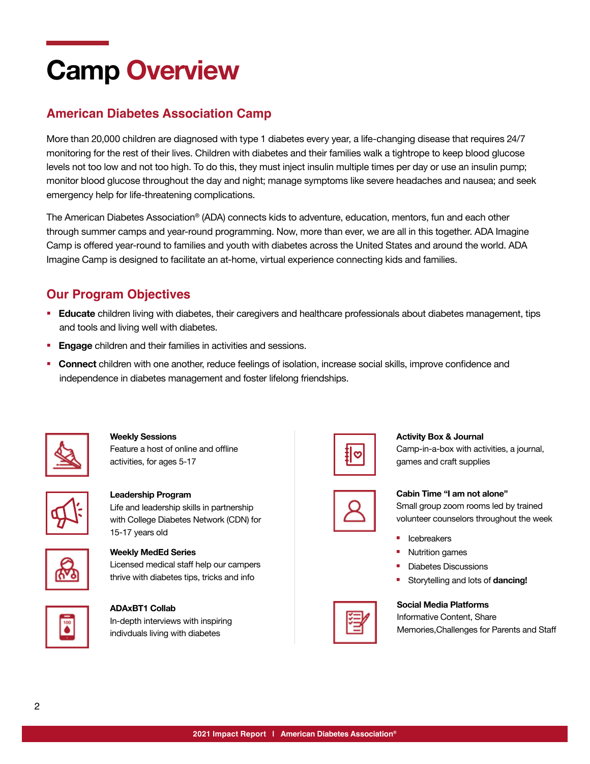# Camp Overview

## American Diabetes Association Camp

More than 20,000 children are diagnosed with type 1 diabetes every year, a life-changing disease that requires 24/7 monitoring for the rest of their lives. Children with diabetes and their families walk a tightrope to keep blood glucose levels not too low and not too high. To do this, they must inject insulin multiple times per day or use an insulin pump; monitor blood glucose throughout the day and night; manage symptoms like severe headaches and nausea; and seek emergency help for life-threatening complications.

The American Diabetes Association® (ADA) connects kids to adventure, education, mentors, fun and each other through summer camps and year-round programming. Now, more than ever, we are all in this together. ADA Imagine Camp is offered year-round to families and youth with diabetes across the United States and around the world. ADA Imagine Camp is designed to facilitate an at-home, virtual experience connecting kids and families.

## Our Program Objectives

- **Educate** children living with diabetes, their caregivers and healthcare professionals about diabetes management, tips and tools and living well with diabetes.
- **Engage** children and their families in activities and sessions.
- **Connect** children with one another, reduce feelings of isolation, increase social skills, improve confidence and independence in diabetes management and foster lifelong friendships.

**Weekly Sessions**
Feature a host of online and offline activities, for ages 5-17

**Leadership Program**
Life and leadership skills in partnership with College Diabetes Network (CDN) for 15-17 years old

**Weekly MedEd Series**
Licensed medical staff help our campers thrive with diabetes tips, tricks and info

**ADAxBT1 Collab**
In-depth interviews with inspiring indivduals living with diabetes

**Activity Box & Journal**
Camp-in-a-box with activities, a journal, games and craft supplies

**Cabin Time "I am not alone"**
Small group zoom rooms led by trained volunteer counselors throughout the week

- Icebreakers
- Nutrition games
- Diabetes Discussions
- Storytelling and lots of **dancing!**

**Social Media Platforms**
Informative Content, Share Memories,Challenges for Parents and Staff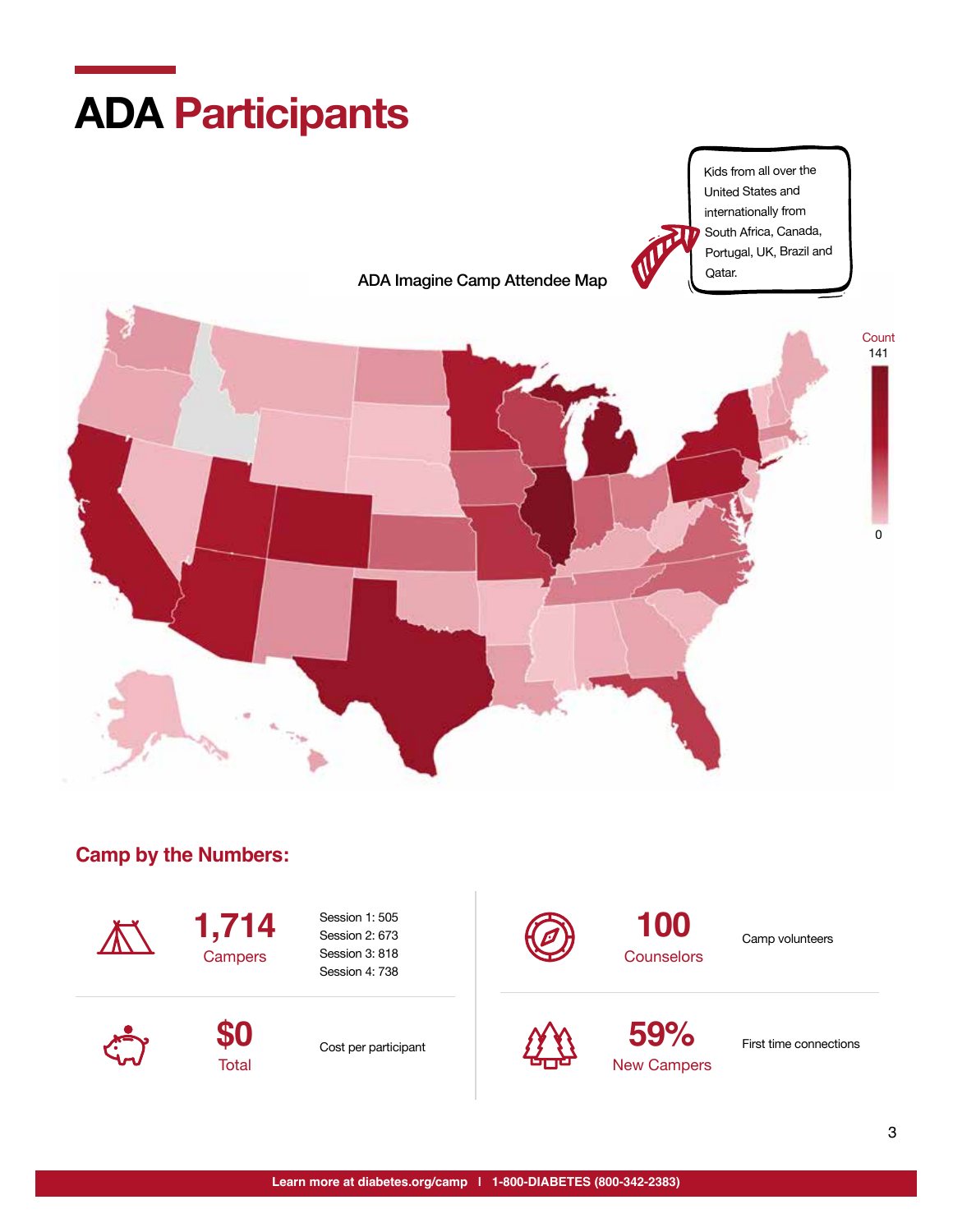# ADA Participants

Kids from all over the United States and internationally from South Africa, Canada, Portugal, UK, Brazil and Qatar.

ADA Imagine Camp Attendee Map

Count
141

0

## Camp by the Numbers:

**1,714**
Campers

Session 1: 505
Session 2: 673
Session 3: 818
Session 4: 738

**100**
Counselors

Camp volunteers

**$0**
Total

Cost per participant

**59%**
New Campers

First time connections

Learn more at diabetes.org/camp | 1-800-DIABETES (800-342-2383)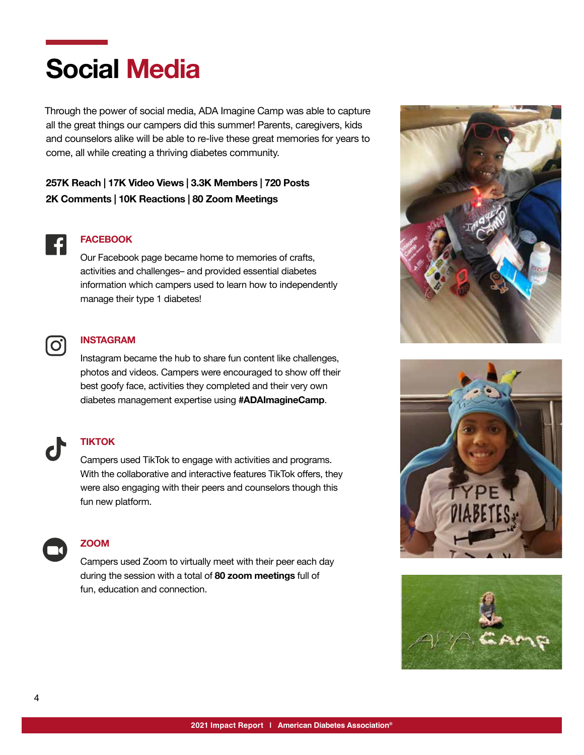# Social Media

Through the power of social media, ADA Imagine Camp was able to capture all the great things our campers did this summer! Parents, caregivers, kids and counselors alike will be able to re-live these great memories for years to come, all while creating a thriving diabetes community.

**257K Reach | 17K Video Views | 3.3K Members | 720 Posts**
**2K Comments | 10K Reactions | 80 Zoom Meetings**

## FACEBOOK

Our Facebook page became home to memories of crafts, activities and challenges– and provided essential diabetes information which campers used to learn how to independently manage their type 1 diabetes!

## INSTAGRAM

Instagram became the hub to share fun content like challenges, photos and videos. Campers were encouraged to show off their best goofy face, activities they completed and their very own diabetes management expertise using **#ADAImagineCamp**.

## TIKTOK

Campers used TikTok to engage with activities and programs. With the collaborative and interactive features TikTok offers, they were also engaging with their peers and counselors though this fun new platform.

## ZOOM

Campers used Zoom to virtually meet with their peer each day during the session with a total of **80 zoom meetings** full of fun, education and connection.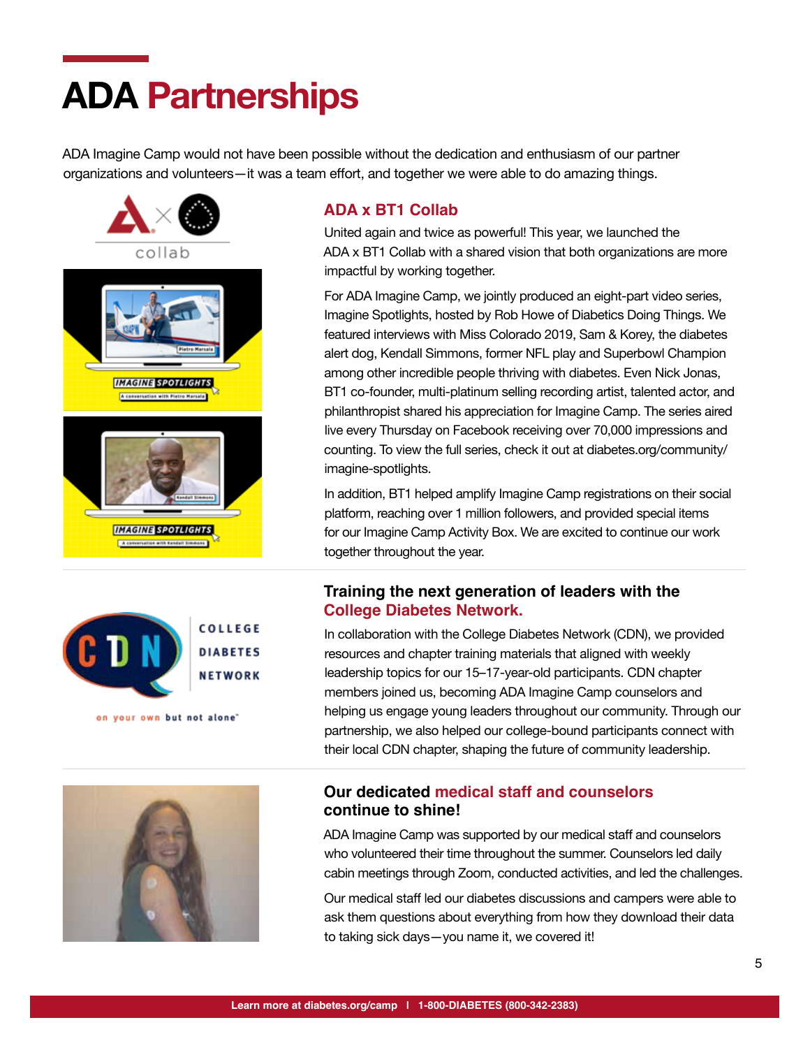# ADA Partnerships

ADA Imagine Camp would not have been possible without the dedication and enthusiasm of our partner organizations and volunteers—it was a team effort, and together we were able to do amazing things.

## ADA x BT1 Collab

United again and twice as powerful! This year, we launched the ADA x BT1 Collab with a shared vision that both organizations are more impactful by working together.

For ADA Imagine Camp, we jointly produced an eight-part video series, Imagine Spotlights, hosted by Rob Howe of Diabetics Doing Things. We featured interviews with Miss Colorado 2019, Sam & Korey, the diabetes alert dog, Kendall Simmons, former NFL play and Superbowl Champion among other incredible people thriving with diabetes. Even Nick Jonas, BT1 co-founder, multi-platinum selling recording artist, talented actor, and philanthropist shared his appreciation for Imagine Camp. The series aired live every Thursday on Facebook receiving over 70,000 impressions and counting. To view the full series, check it out at diabetes.org/community/imagine-spotlights.

In addition, BT1 helped amplify Imagine Camp registrations on their social platform, reaching over 1 million followers, and provided special items for our Imagine Camp Activity Box. We are excited to continue our work together throughout the year.

## Training the next generation of leaders with the College Diabetes Network.

In collaboration with the College Diabetes Network (CDN), we provided resources and chapter training materials that aligned with weekly leadership topics for our 15–17-year-old participants. CDN chapter members joined us, becoming ADA Imagine Camp counselors and helping us engage young leaders throughout our community. Through our partnership, we also helped our college-bound participants connect with their local CDN chapter, shaping the future of community leadership.

## Our dedicated medical staff and counselors continue to shine!

ADA Imagine Camp was supported by our medical staff and counselors who volunteered their time throughout the summer. Counselors led daily cabin meetings through Zoom, conducted activities, and led the challenges.

Our medical staff led our diabetes discussions and campers were able to ask them questions about everything from how they download their data to taking sick days—you name it, we covered it!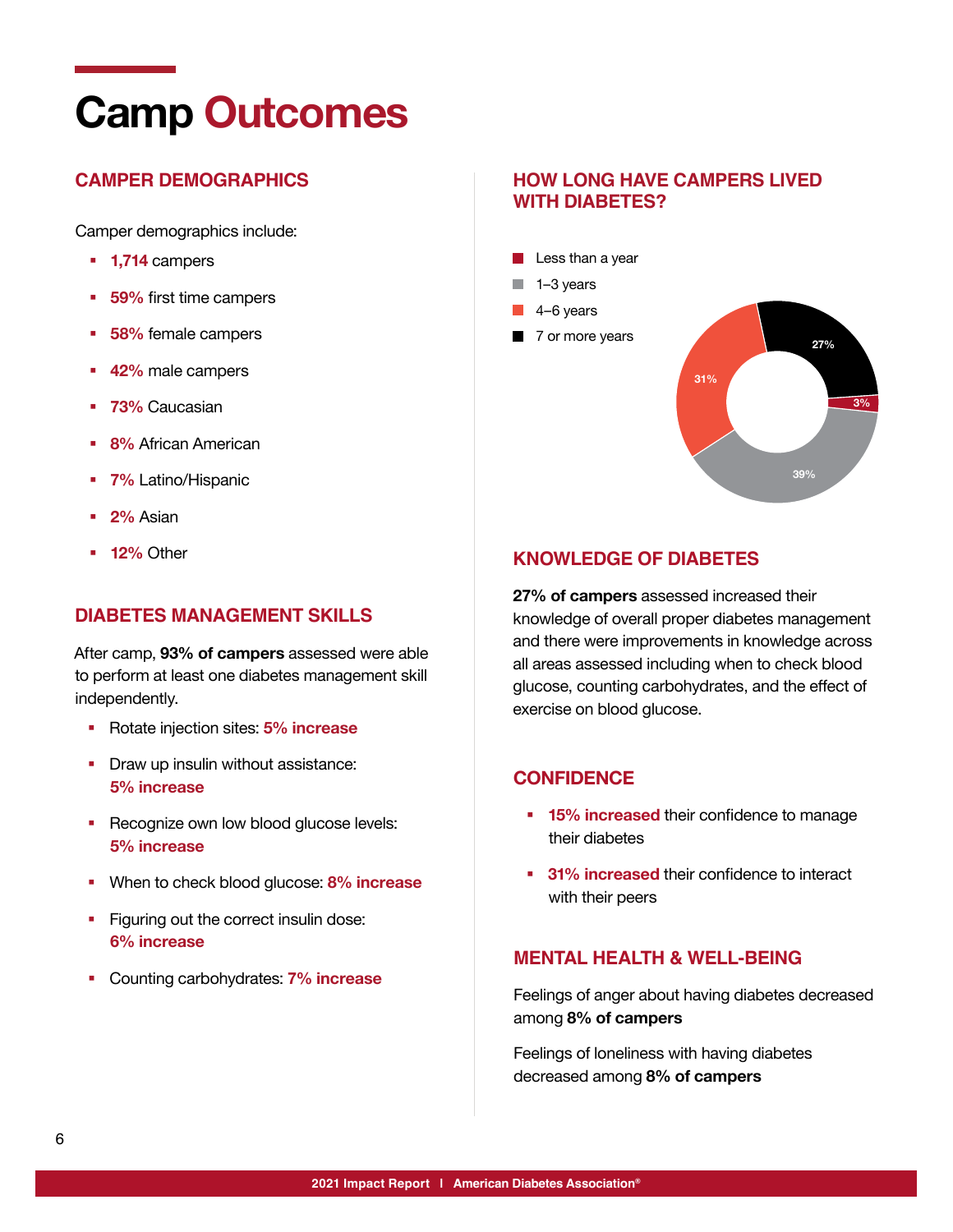# Camp Outcomes

## CAMPER DEMOGRAPHICS

Camper demographics include:

- **1,714** campers
- **59%** first time campers
- **58%** female campers
- **42%** male campers
- **73%** Caucasian
- **8%** African American
- **7%** Latino/Hispanic
- **2%** Asian
- **12%** Other

## DIABETES MANAGEMENT SKILLS

After camp, **93% of campers** assessed were able to perform at least one diabetes management skill independently.

- Rotate injection sites: **5% increase**
- Draw up insulin without assistance: **5% increase**
- Recognize own low blood glucose levels: **5% increase**
- When to check blood glucose: **8% increase**
- Figuring out the correct insulin dose: **6% increase**
- Counting carbohydrates: **7% increase**

## HOW LONG HAVE CAMPERS LIVED WITH DIABETES?

- Less than a year: 3%
- 1–3 years: 39%
- 4–6 years: 31%
- 7 or more years: 27%

## KNOWLEDGE OF DIABETES

**27% of campers** assessed increased their knowledge of overall proper diabetes management and there were improvements in knowledge across all areas assessed including when to check blood glucose, counting carbohydrates, and the effect of exercise on blood glucose.

## CONFIDENCE

- **15% increased** their confidence to manage their diabetes
- **31% increased** their confidence to interact with their peers

## MENTAL HEALTH & WELL-BEING

Feelings of anger about having diabetes decreased among **8% of campers**

Feelings of loneliness with having diabetes decreased among **8% of campers**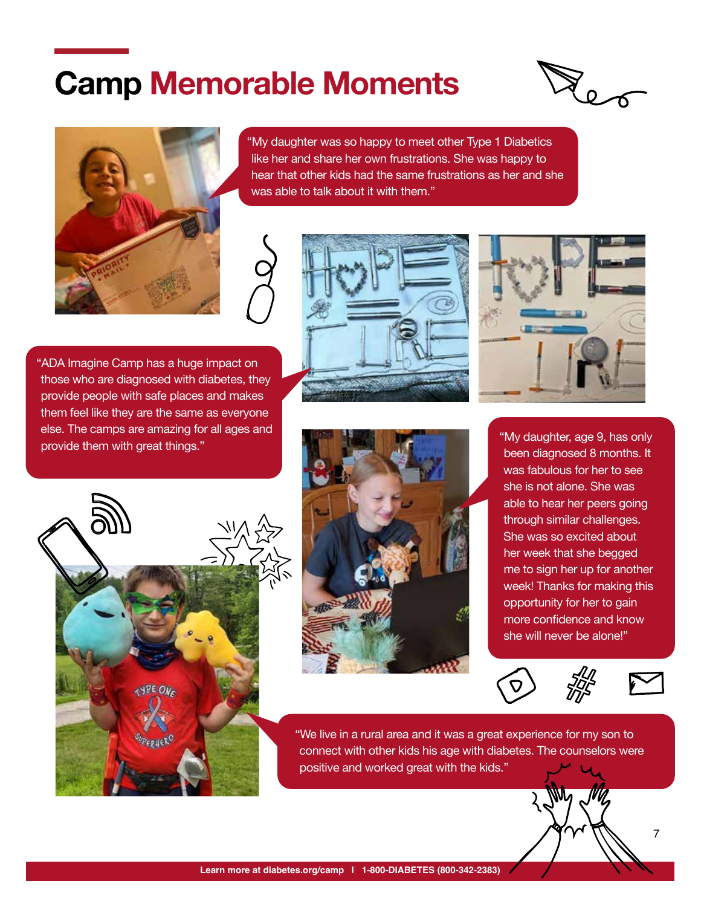# Camp Memorable Moments

"My daughter was so happy to meet other Type 1 Diabetics like her and share her own frustrations. She was happy to hear that other kids had the same frustrations as her and she was able to talk about it with them."

"ADA Imagine Camp has a huge impact on those who are diagnosed with diabetes, they provide people with safe places and makes them feel like they are the same as everyone else. The camps are amazing for all ages and provide them with great things."

"My daughter, age 9, has only been diagnosed 8 months. It was fabulous for her to see she is not alone. She was able to hear her peers going through similar challenges. She was so excited about her week that she begged me to sign her up for another week! Thanks for making this opportunity for her to gain more confidence and know she will never be alone!"

"We live in a rural area and it was a great experience for my son to connect with other kids his age with diabetes. The counselors were positive and worked great with the kids."

Learn more at diabetes.org/camp | 1-800-DIABETES (800-342-2383)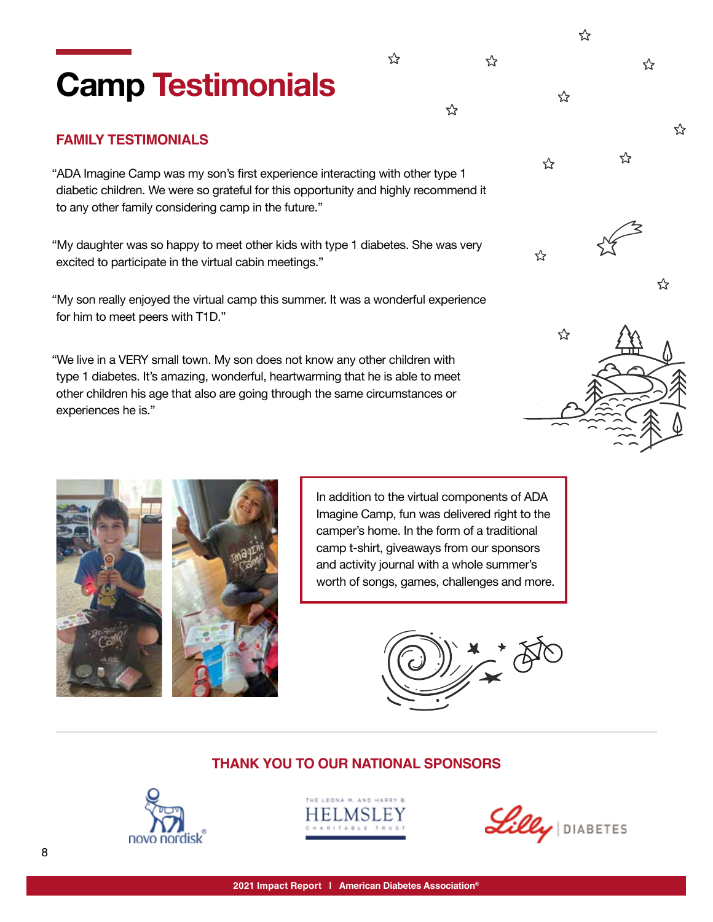# Camp Testimonials

## FAMILY TESTIMONIALS

"ADA Imagine Camp was my son's first experience interacting with other type 1 diabetic children. We were so grateful for this opportunity and highly recommend it to any other family considering camp in the future."

"My daughter was so happy to meet other kids with type 1 diabetes. She was very excited to participate in the virtual cabin meetings."

"My son really enjoyed the virtual camp this summer. It was a wonderful experience for him to meet peers with T1D."

"We live in a VERY small town. My son does not know any other children with type 1 diabetes. It's amazing, wonderful, heartwarming that he is able to meet other children his age that also are going through the same circumstances or experiences he is."

In addition to the virtual components of ADA Imagine Camp, fun was delivered right to the camper's home. In the form of a traditional camp t-shirt, giveaways from our sponsors and activity journal with a whole summer's worth of songs, games, challenges and more.

## THANK YOU TO OUR NATIONAL SPONSORS

novo nordisk®

THE LEONA M. AND HARRY B. HELMSLEY CHARITABLE TRUST

Lilly | DIABETES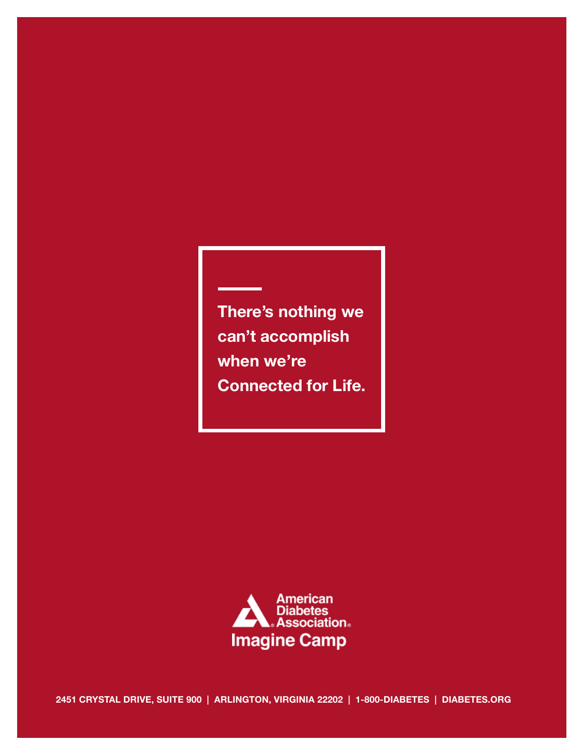**There's nothing we can't accomplish when we're Connected for Life.**

American Diabetes Association

Imagine Camp

2451 CRYSTAL DRIVE, SUITE 900 | ARLINGTON, VIRGINIA 22202 | 1-800-DIABETES | DIABETES.ORG